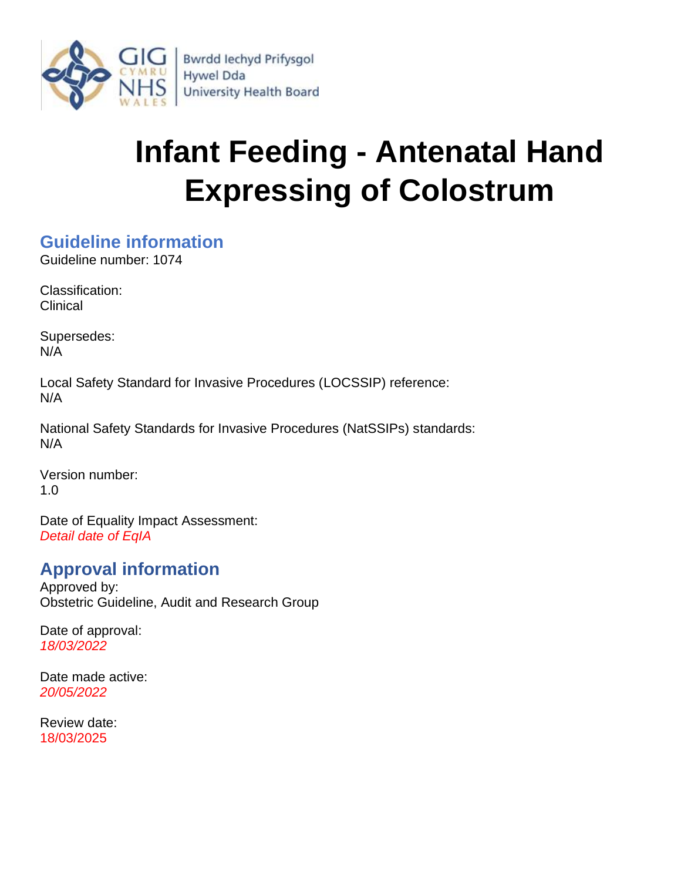Bwrdd Iechyd Prifysgol Hywel Dda University Health Board

# Infant Feeding - Antenatal Hand Expressing of Colostrum

## Guideline information

Guideline number: 1074

Classification:
Clinical

Supersedes:
N/A

Local Safety Standard for Invasive Procedures (LOCSSIP) reference:
N/A

National Safety Standards for Invasive Procedures (NatSSIPs) standards:
N/A

Version number:
1.0

Date of Equality Impact Assessment:
*Detail date of EqIA*

## Approval information

Approved by:
Obstetric Guideline, Audit and Research Group

Date of approval:
*18/03/2022*

Date made active:
*20/05/2022*

Review date:
18/03/2025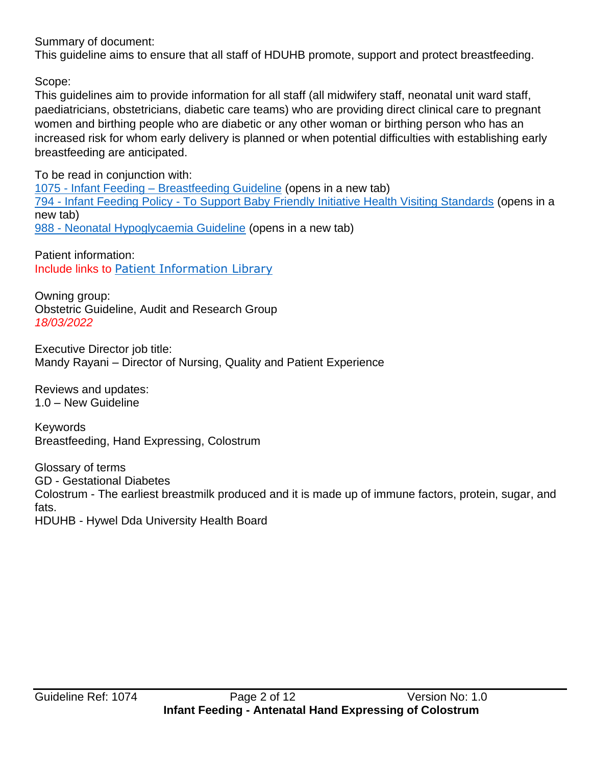Summary of document:
This guideline aims to ensure that all staff of HDUHB promote, support and protect breastfeeding.

Scope:
This guidelines aim to provide information for all staff (all midwifery staff, neonatal unit ward staff, paediatricians, obstetricians, diabetic care teams) who are providing direct clinical care to pregnant women and birthing people who are diabetic or any other woman or birthing person who has an increased risk for whom early delivery is planned or when potential difficulties with establishing early breastfeeding are anticipated.

To be read in conjunction with:
1075 - Infant Feeding – Breastfeeding Guideline (opens in a new tab)
794 - Infant Feeding Policy - To Support Baby Friendly Initiative Health Visiting Standards (opens in a new tab)
988 - Neonatal Hypoglycaemia Guideline (opens in a new tab)

Patient information:
Include links to Patient Information Library

Owning group:
Obstetric Guideline, Audit and Research Group
*18/03/2022*

Executive Director job title:
Mandy Rayani – Director of Nursing, Quality and Patient Experience

Reviews and updates:
1.0 – New Guideline

Keywords
Breastfeeding, Hand Expressing, Colostrum

Glossary of terms
GD - Gestational Diabetes
Colostrum - The earliest breastmilk produced and it is made up of immune factors, protein, sugar, and fats.
HDUHB - Hywel Dda University Health Board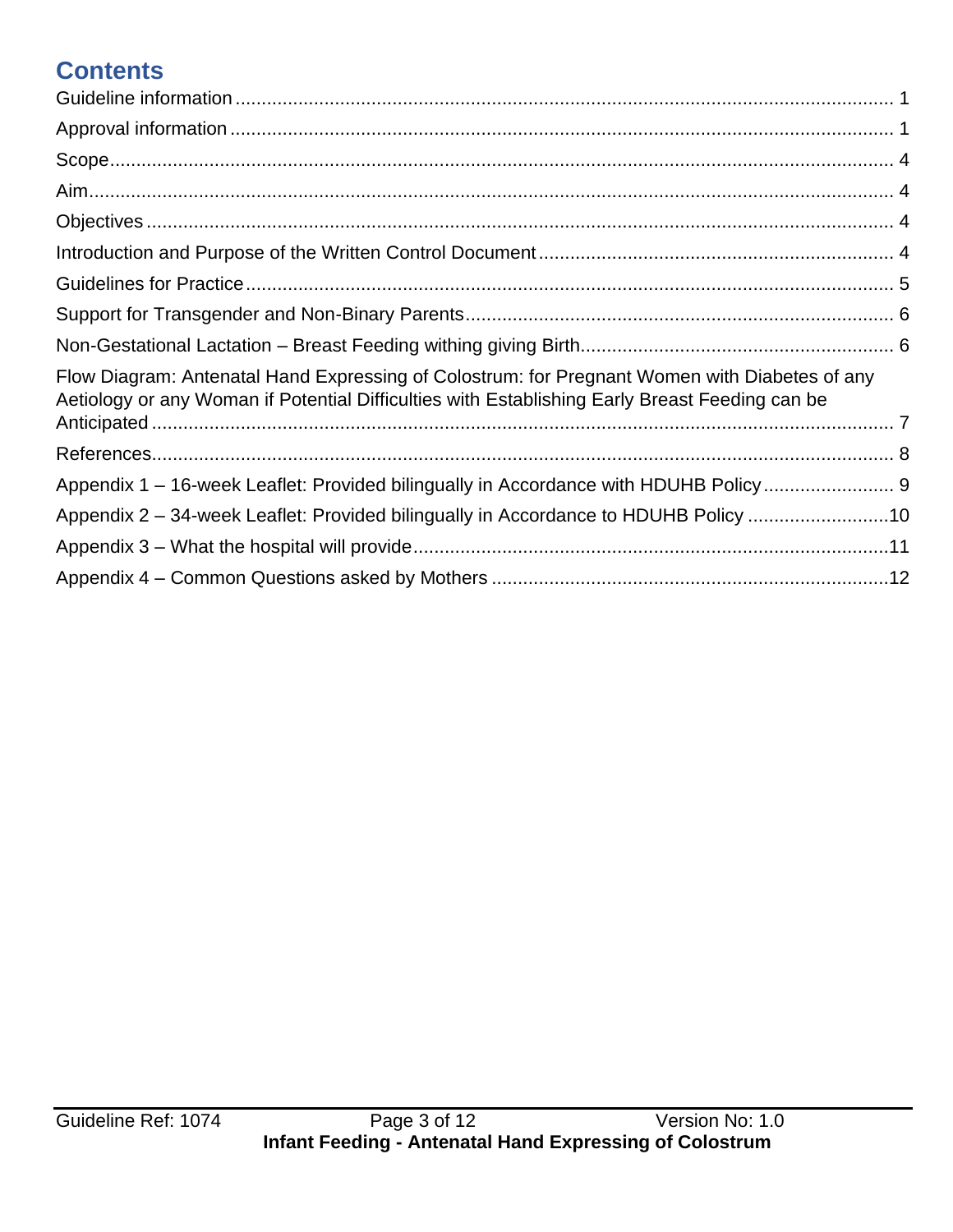## Contents

- Guideline information ... 1
- Approval information ... 1
- Scope ... 4
- Aim ... 4
- Objectives ... 4
- Introduction and Purpose of the Written Control Document ... 4
- Guidelines for Practice ... 5
- Support for Transgender and Non-Binary Parents ... 6
- Non-Gestational Lactation – Breast Feeding withing giving Birth ... 6
- Flow Diagram: Antenatal Hand Expressing of Colostrum: for Pregnant Women with Diabetes of any Aetiology or any Woman if Potential Difficulties with Establishing Early Breast Feeding can be Anticipated ... 7
- References ... 8
- Appendix 1 – 16-week Leaflet: Provided bilingually in Accordance with HDUHB Policy ... 9
- Appendix 2 – 34-week Leaflet: Provided bilingually in Accordance to HDUHB Policy ... 10
- Appendix 3 – What the hospital will provide ... 11
- Appendix 4 – Common Questions asked by Mothers ... 12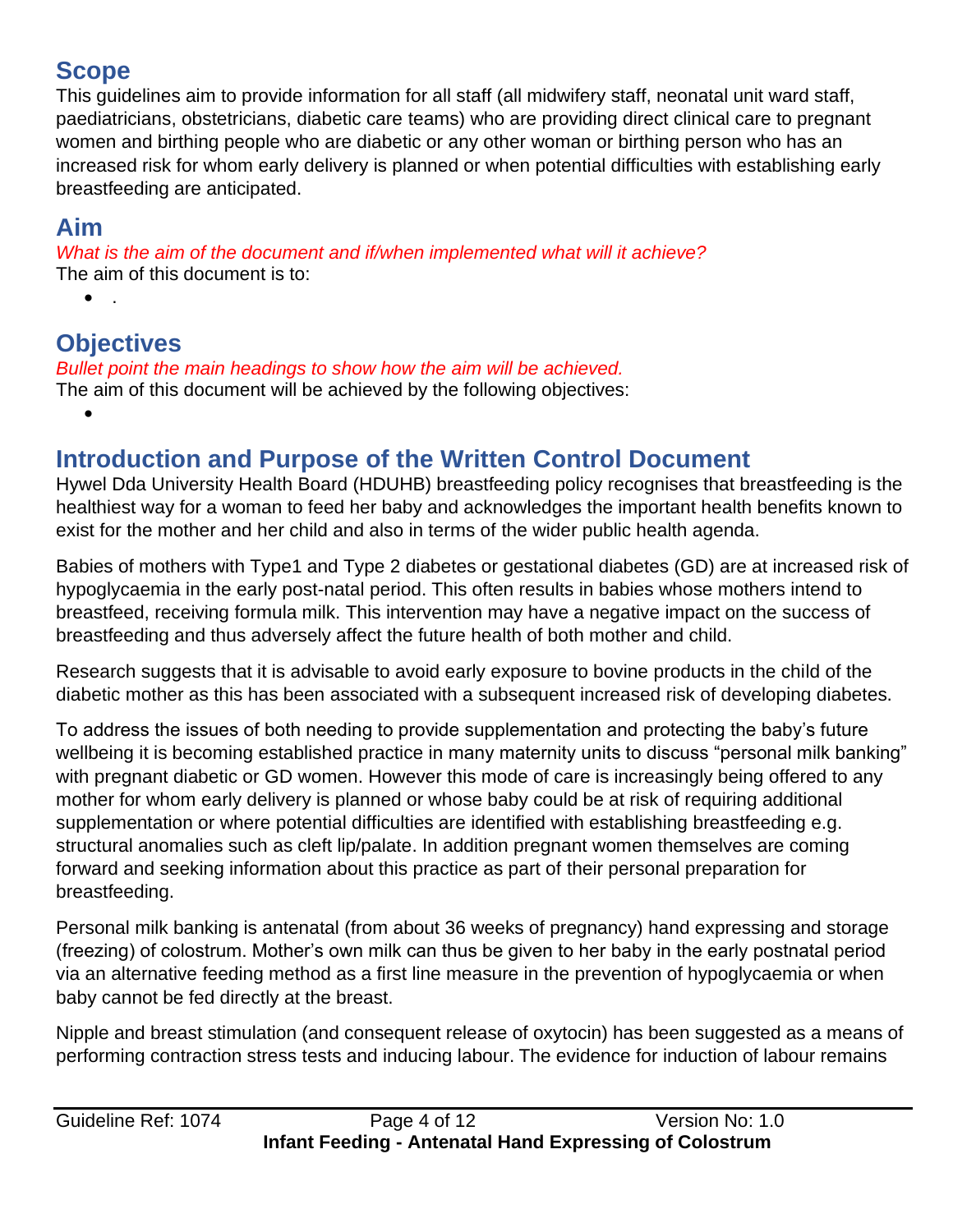## Scope

This guidelines aim to provide information for all staff (all midwifery staff, neonatal unit ward staff, paediatricians, obstetricians, diabetic care teams) who are providing direct clinical care to pregnant women and birthing people who are diabetic or any other woman or birthing person who has an increased risk for whom early delivery is planned or when potential difficulties with establishing early breastfeeding are anticipated.

## Aim

*What is the aim of the document and if/when implemented what will it achieve?*

The aim of this document is to:

- .

## Objectives

*Bullet point the main headings to show how the aim will be achieved.*

The aim of this document will be achieved by the following objectives:

- 

## Introduction and Purpose of the Written Control Document

Hywel Dda University Health Board (HDUHB) breastfeeding policy recognises that breastfeeding is the healthiest way for a woman to feed her baby and acknowledges the important health benefits known to exist for the mother and her child and also in terms of the wider public health agenda.

Babies of mothers with Type1 and Type 2 diabetes or gestational diabetes (GD) are at increased risk of hypoglycaemia in the early post-natal period. This often results in babies whose mothers intend to breastfeed, receiving formula milk. This intervention may have a negative impact on the success of breastfeeding and thus adversely affect the future health of both mother and child.

Research suggests that it is advisable to avoid early exposure to bovine products in the child of the diabetic mother as this has been associated with a subsequent increased risk of developing diabetes.

To address the issues of both needing to provide supplementation and protecting the baby's future wellbeing it is becoming established practice in many maternity units to discuss "personal milk banking" with pregnant diabetic or GD women. However this mode of care is increasingly being offered to any mother for whom early delivery is planned or whose baby could be at risk of requiring additional supplementation or where potential difficulties are identified with establishing breastfeeding e.g. structural anomalies such as cleft lip/palate. In addition pregnant women themselves are coming forward and seeking information about this practice as part of their personal preparation for breastfeeding.

Personal milk banking is antenatal (from about 36 weeks of pregnancy) hand expressing and storage (freezing) of colostrum. Mother's own milk can thus be given to her baby in the early postnatal period via an alternative feeding method as a first line measure in the prevention of hypoglycaemia or when baby cannot be fed directly at the breast.

Nipple and breast stimulation (and consequent release of oxytocin) has been suggested as a means of performing contraction stress tests and inducing labour. The evidence for induction of labour remains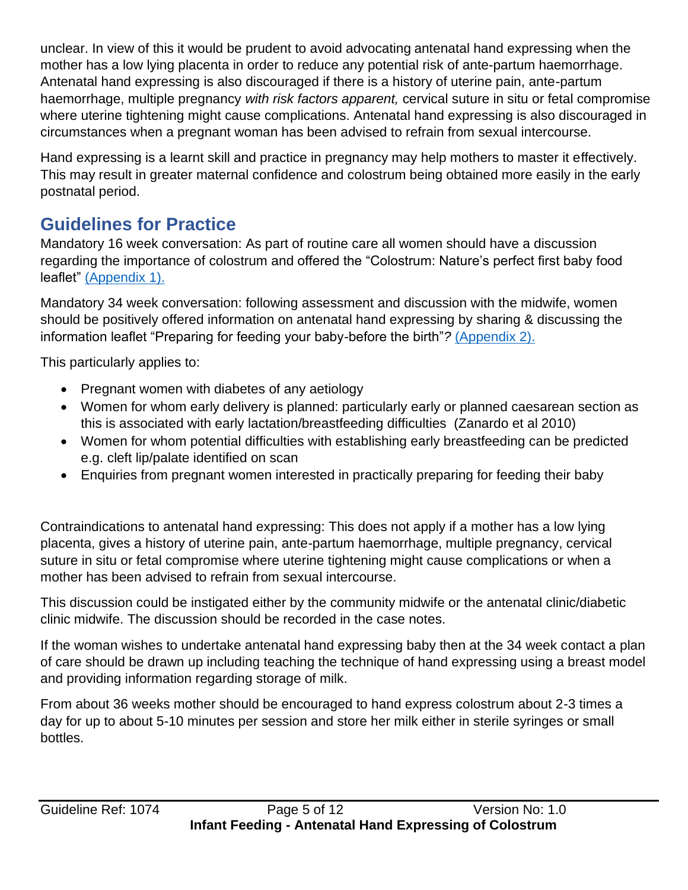unclear. In view of this it would be prudent to avoid advocating antenatal hand expressing when the mother has a low lying placenta in order to reduce any potential risk of ante-partum haemorrhage. Antenatal hand expressing is also discouraged if there is a history of uterine pain, ante-partum haemorrhage, multiple pregnancy *with risk factors apparent,* cervical suture in situ or fetal compromise where uterine tightening might cause complications. Antenatal hand expressing is also discouraged in circumstances when a pregnant woman has been advised to refrain from sexual intercourse.

Hand expressing is a learnt skill and practice in pregnancy may help mothers to master it effectively. This may result in greater maternal confidence and colostrum being obtained more easily in the early postnatal period.

## Guidelines for Practice

Mandatory 16 week conversation: As part of routine care all women should have a discussion regarding the importance of colostrum and offered the "Colostrum: Nature's perfect first baby food leaflet" (Appendix 1).

Mandatory 34 week conversation: following assessment and discussion with the midwife, women should be positively offered information on antenatal hand expressing by sharing & discussing the information leaflet "Preparing for feeding your baby-before the birth"*?* (Appendix 2).

This particularly applies to:

- Pregnant women with diabetes of any aetiology
- Women for whom early delivery is planned: particularly early or planned caesarean section as this is associated with early lactation/breastfeeding difficulties (Zanardo et al 2010)
- Women for whom potential difficulties with establishing early breastfeeding can be predicted e.g. cleft lip/palate identified on scan
- Enquiries from pregnant women interested in practically preparing for feeding their baby

Contraindications to antenatal hand expressing: This does not apply if a mother has a low lying placenta, gives a history of uterine pain, ante-partum haemorrhage, multiple pregnancy, cervical suture in situ or fetal compromise where uterine tightening might cause complications or when a mother has been advised to refrain from sexual intercourse.

This discussion could be instigated either by the community midwife or the antenatal clinic/diabetic clinic midwife. The discussion should be recorded in the case notes.

If the woman wishes to undertake antenatal hand expressing baby then at the 34 week contact a plan of care should be drawn up including teaching the technique of hand expressing using a breast model and providing information regarding storage of milk.

From about 36 weeks mother should be encouraged to hand express colostrum about 2-3 times a day for up to about 5-10 minutes per session and store her milk either in sterile syringes or small bottles.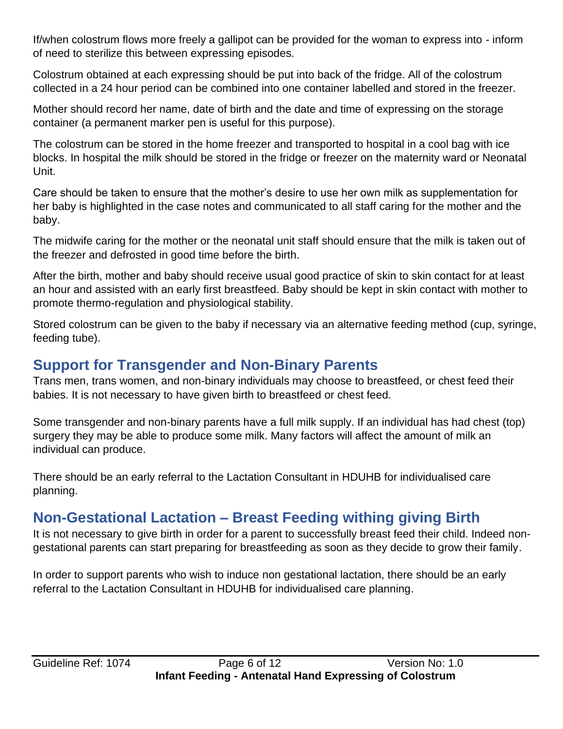If/when colostrum flows more freely a gallipot can be provided for the woman to express into - inform of need to sterilize this between expressing episodes.

Colostrum obtained at each expressing should be put into back of the fridge. All of the colostrum collected in a 24 hour period can be combined into one container labelled and stored in the freezer.

Mother should record her name, date of birth and the date and time of expressing on the storage container (a permanent marker pen is useful for this purpose).

The colostrum can be stored in the home freezer and transported to hospital in a cool bag with ice blocks. In hospital the milk should be stored in the fridge or freezer on the maternity ward or Neonatal Unit.

Care should be taken to ensure that the mother's desire to use her own milk as supplementation for her baby is highlighted in the case notes and communicated to all staff caring for the mother and the baby.

The midwife caring for the mother or the neonatal unit staff should ensure that the milk is taken out of the freezer and defrosted in good time before the birth.

After the birth, mother and baby should receive usual good practice of skin to skin contact for at least an hour and assisted with an early first breastfeed. Baby should be kept in skin contact with mother to promote thermo-regulation and physiological stability.

Stored colostrum can be given to the baby if necessary via an alternative feeding method (cup, syringe, feeding tube).

## Support for Transgender and Non-Binary Parents

Trans men, trans women, and non-binary individuals may choose to breastfeed, or chest feed their babies. It is not necessary to have given birth to breastfeed or chest feed.

Some transgender and non-binary parents have a full milk supply. If an individual has had chest (top) surgery they may be able to produce some milk. Many factors will affect the amount of milk an individual can produce.

There should be an early referral to the Lactation Consultant in HDUHB for individualised care planning.

## Non-Gestational Lactation – Breast Feeding withing giving Birth

It is not necessary to give birth in order for a parent to successfully breast feed their child. Indeed non-gestational parents can start preparing for breastfeeding as soon as they decide to grow their family.

In order to support parents who wish to induce non gestational lactation, there should be an early referral to the Lactation Consultant in HDUHB for individualised care planning.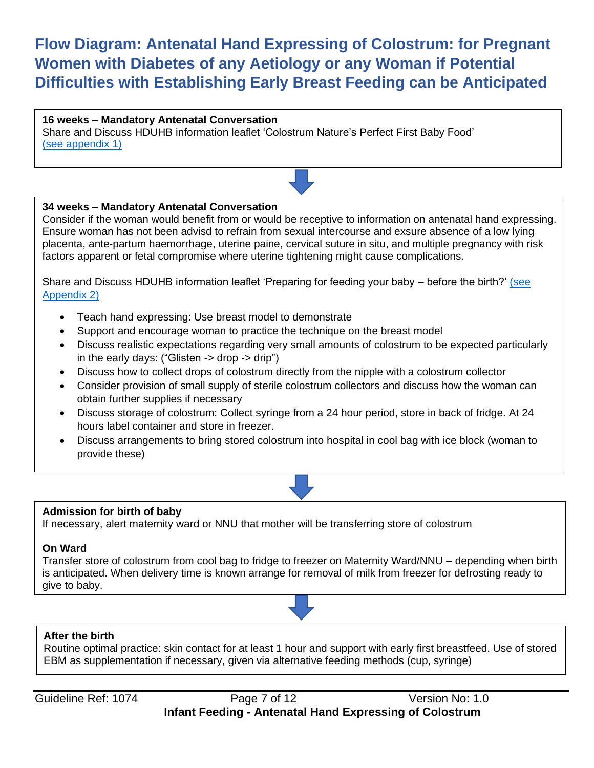# Flow Diagram: Antenatal Hand Expressing of Colostrum: for Pregnant Women with Diabetes of any Aetiology or any Woman if Potential Difficulties with Establishing Early Breast Feeding can be Anticipated

**16 weeks – Mandatory Antenatal Conversation**
Share and Discuss HDUHB information leaflet 'Colostrum Nature's Perfect First Baby Food' (see appendix 1)

↓

**34 weeks – Mandatory Antenatal Conversation**
Consider if the woman would benefit from or would be receptive to information on antenatal hand expressing. Ensure woman has not been advisd to refrain from sexual intercourse and exsure absence of a low lying placenta, ante-partum haemorrhage, uterine paine, cervical suture in situ, and multiple pregnancy with risk factors apparent or fetal compromise where uterine tightening might cause complications.

Share and Discuss HDUHB information leaflet 'Preparing for feeding your baby – before the birth?' (see Appendix 2)

- Teach hand expressing: Use breast model to demonstrate
- Support and encourage woman to practice the technique on the breast model
- Discuss realistic expectations regarding very small amounts of colostrum to be expected particularly in the early days: ("Glisten -> drop -> drip")
- Discuss how to collect drops of colostrum directly from the nipple with a colostrum collector
- Consider provision of small supply of sterile colostrum collectors and discuss how the woman can obtain further supplies if necessary
- Discuss storage of colostrum: Collect syringe from a 24 hour period, store in back of fridge. At 24 hours label container and store in freezer.
- Discuss arrangements to bring stored colostrum into hospital in cool bag with ice block (woman to provide these)

↓

**Admission for birth of baby**
If necessary, alert maternity ward or NNU that mother will be transferring store of colostrum

**On Ward**
Transfer store of colostrum from cool bag to fridge to freezer on Maternity Ward/NNU – depending when birth is anticipated. When delivery time is known arrange for removal of milk from freezer for defrosting ready to give to baby.

↓

**After the birth**
Routine optimal practice: skin contact for at least 1 hour and support with early first breastfeed. Use of stored EBM as supplementation if necessary, given via alternative feeding methods (cup, syringe)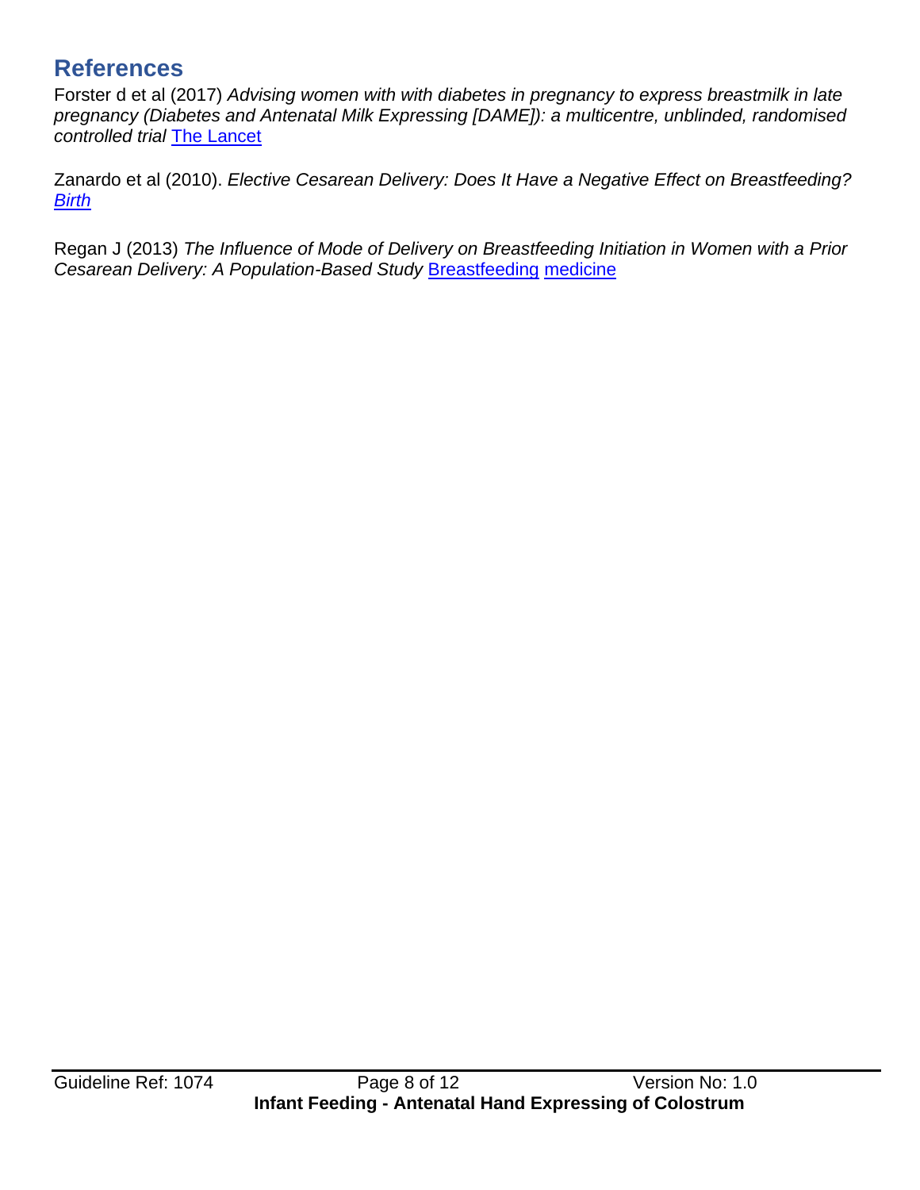## References

Forster d et al (2017) *Advising women with with diabetes in pregnancy to express breastmilk in late pregnancy (Diabetes and Antenatal Milk Expressing [DAME]): a multicentre, unblinded, randomised controlled trial* The Lancet

Zanardo et al (2010). *Elective Cesarean Delivery: Does It Have a Negative Effect on Breastfeeding? Birth*

Regan J (2013) *The Influence of Mode of Delivery on Breastfeeding Initiation in Women with a Prior Cesarean Delivery: A Population-Based Study* Breastfeeding medicine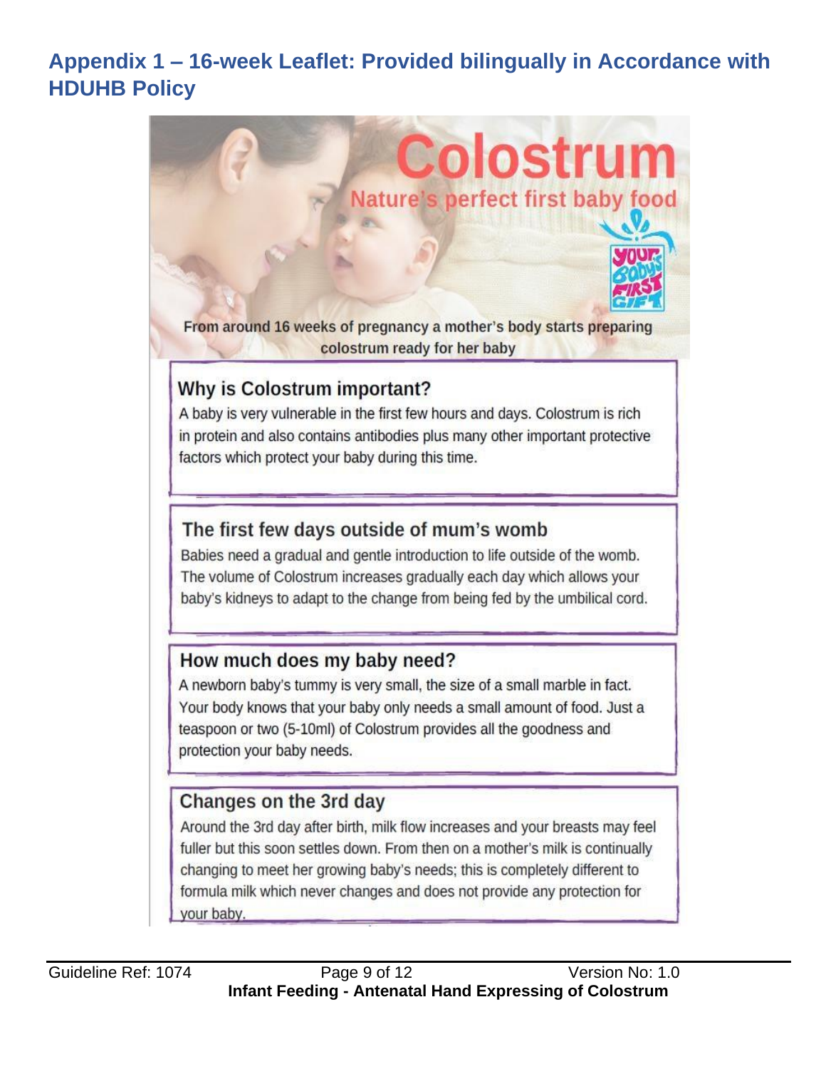## Appendix 1 – 16-week Leaflet: Provided bilingually in Accordance with HDUHB Policy

# Colostrum

Nature's perfect first baby food

Your Baby's First Gift

From around 16 weeks of pregnancy a mother's body starts preparing colostrum ready for her baby

### Why is Colostrum important?

A baby is very vulnerable in the first few hours and days. Colostrum is rich in protein and also contains antibodies plus many other important protective factors which protect your baby during this time.

### The first few days outside of mum's womb

Babies need a gradual and gentle introduction to life outside of the womb. The volume of Colostrum increases gradually each day which allows your baby's kidneys to adapt to the change from being fed by the umbilical cord.

### How much does my baby need?

A newborn baby's tummy is very small, the size of a small marble in fact. Your body knows that your baby only needs a small amount of food. Just a teaspoon or two (5-10ml) of Colostrum provides all the goodness and protection your baby needs.

### Changes on the 3rd day

Around the 3rd day after birth, milk flow increases and your breasts may feel fuller but this soon settles down. From then on a mother's milk is continually changing to meet her growing baby's needs; this is completely different to formula milk which never changes and does not provide any protection for your baby.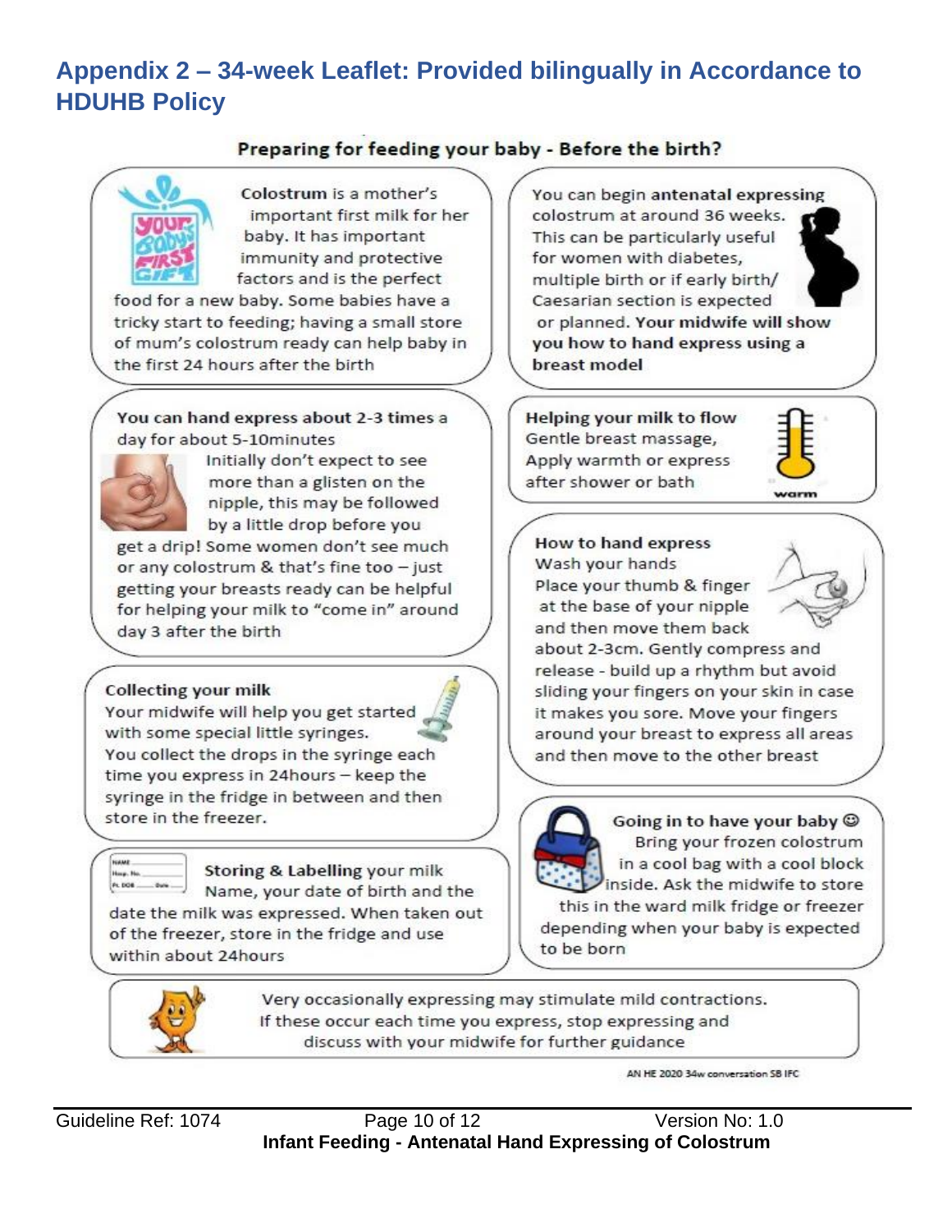## Appendix 2 – 34-week Leaflet: Provided bilingually in Accordance to HDUHB Policy

### Preparing for feeding your baby - Before the birth?

**Colostrum** is a mother's important first milk for her baby. It has important immunity and protective factors and is the perfect food for a new baby. Some babies have a tricky start to feeding; having a small store of mum's colostrum ready can help baby in the first 24 hours after the birth

You can begin **antenatal expressing** colostrum at around 36 weeks. This can be particularly useful for women with diabetes, multiple birth or if early birth/ Caesarian section is expected or planned. **Your midwife will show you how to hand express using a breast model**

**You can hand express about 2-3 times a day for about 5-10minutes**

Initially don't expect to see more than a glisten on the nipple, this may be followed by a little drop before you get a drip! Some women don't see much or any colostrum & that's fine too – just getting your breasts ready can be helpful for helping your milk to "come in" around day 3 after the birth

**Helping your milk to flow**

Gentle breast massage, Apply warmth or express after shower or bath

**How to hand express**

Wash your hands

Place your thumb & finger at the base of your nipple and then move them back about 2-3cm. Gently compress and release - build up a rhythm but avoid sliding your fingers on your skin in case it makes you sore. Move your fingers around your breast to express all areas and then move to the other breast

**Collecting your milk**

Your midwife will help you get started with some special little syringes.

You collect the drops in the syringe each time you express in 24hours – keep the syringe in the fridge in between and then store in the freezer.

**Going in to have your baby** ☺

Bring your frozen colostrum in a cool bag with a cool block inside. Ask the midwife to store this in the ward milk fridge or freezer depending when your baby is expected to be born

**Storing & Labelling** your milk

Name, your date of birth and the date the milk was expressed. When taken out of the freezer, store in the fridge and use within about 24hours

Very occasionally expressing may stimulate mild contractions. If these occur each time you express, stop expressing and discuss with your midwife for further guidance

AN HE 2020 34w conversation SB IFC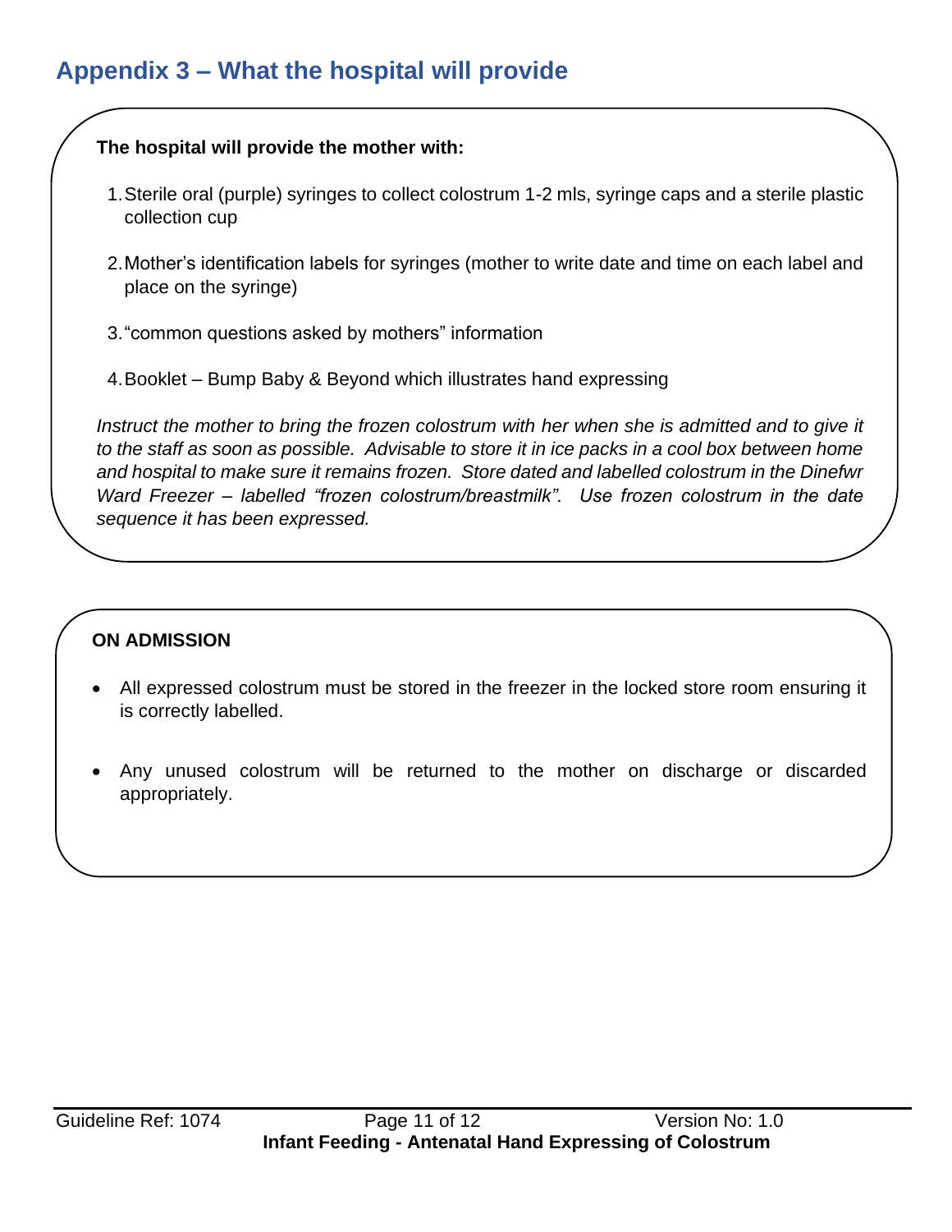## Appendix 3 – What the hospital will provide

**The hospital will provide the mother with:**

1. Sterile oral (purple) syringes to collect colostrum 1-2 mls, syringe caps and a sterile plastic collection cup
2. Mother's identification labels for syringes (mother to write date and time on each label and place on the syringe)
3. "common questions asked by mothers" information
4. Booklet – Bump Baby & Beyond which illustrates hand expressing

*Instruct the mother to bring the frozen colostrum with her when she is admitted and to give it to the staff as soon as possible. Advisable to store it in ice packs in a cool box between home and hospital to make sure it remains frozen. Store dated and labelled colostrum in the Dinefwr Ward Freezer – labelled "frozen colostrum/breastmilk". Use frozen colostrum in the date sequence it has been expressed.*

**ON ADMISSION**

- All expressed colostrum must be stored in the freezer in the locked store room ensuring it is correctly labelled.
- Any unused colostrum will be returned to the mother on discharge or discarded appropriately.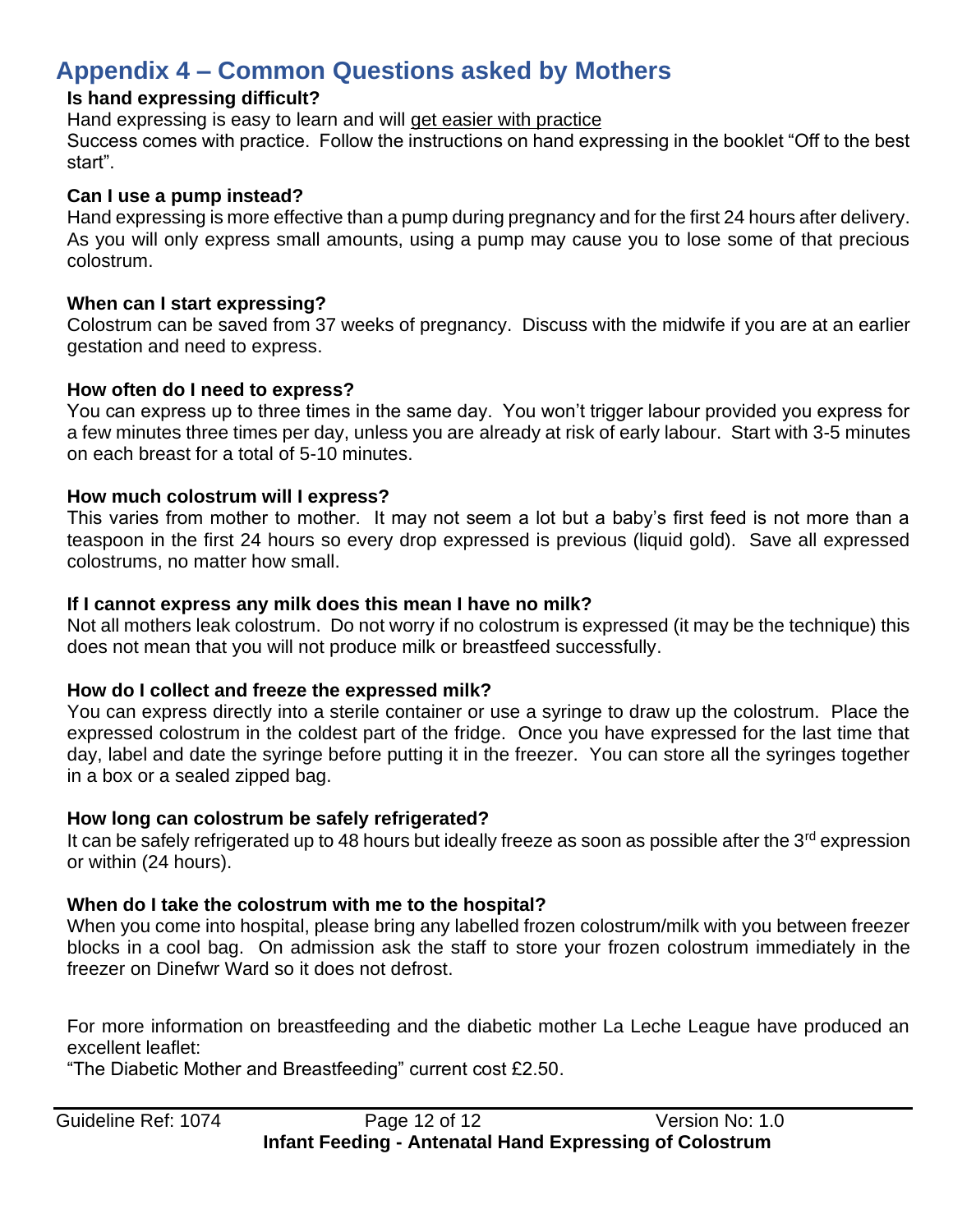## Appendix 4 – Common Questions asked by Mothers

**Is hand expressing difficult?**

Hand expressing is easy to learn and will get easier with practice

Success comes with practice. Follow the instructions on hand expressing in the booklet “Off to the best start”.

**Can I use a pump instead?**

Hand expressing is more effective than a pump during pregnancy and for the first 24 hours after delivery. As you will only express small amounts, using a pump may cause you to lose some of that precious colostrum.

**When can I start expressing?**

Colostrum can be saved from 37 weeks of pregnancy. Discuss with the midwife if you are at an earlier gestation and need to express.

**How often do I need to express?**

You can express up to three times in the same day. You won’t trigger labour provided you express for a few minutes three times per day, unless you are already at risk of early labour. Start with 3-5 minutes on each breast for a total of 5-10 minutes.

**How much colostrum will I express?**

This varies from mother to mother. It may not seem a lot but a baby’s first feed is not more than a teaspoon in the first 24 hours so every drop expressed is previous (liquid gold). Save all expressed colostrums, no matter how small.

**If I cannot express any milk does this mean I have no milk?**

Not all mothers leak colostrum. Do not worry if no colostrum is expressed (it may be the technique) this does not mean that you will not produce milk or breastfeed successfully.

**How do I collect and freeze the expressed milk?**

You can express directly into a sterile container or use a syringe to draw up the colostrum. Place the expressed colostrum in the coldest part of the fridge. Once you have expressed for the last time that day, label and date the syringe before putting it in the freezer. You can store all the syringes together in a box or a sealed zipped bag.

**How long can colostrum be safely refrigerated?**

It can be safely refrigerated up to 48 hours but ideally freeze as soon as possible after the 3rd expression or within (24 hours).

**When do I take the colostrum with me to the hospital?**

When you come into hospital, please bring any labelled frozen colostrum/milk with you between freezer blocks in a cool bag. On admission ask the staff to store your frozen colostrum immediately in the freezer on Dinefwr Ward so it does not defrost.

For more information on breastfeeding and the diabetic mother La Leche League have produced an excellent leaflet:

“The Diabetic Mother and Breastfeeding” current cost £2.50.